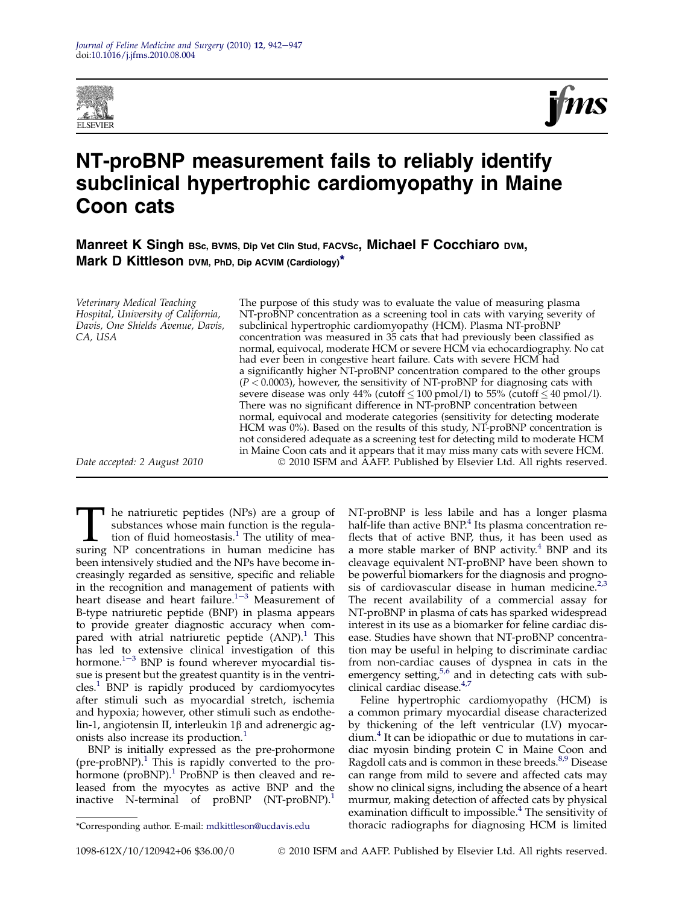# NT-proBNP measurement fails to reliably identify subclinical hypertrophic cardiomyopathy in Maine Coon cats

**Manreet K Singh** BSc, BVMS, Dip Vet Clin Stud, FACVSc, **Michael F Cocchiaro** DVM, **Mark D Kittleson** DVM, PhD, Dip ACVIM (Cardiology)*

*Veterinary Medical Teaching Hospital, University of California, Davis, One Shields Avenue, Davis, CA, USA*

The purpose of this study was to evaluate the value of measuring plasma NT-proBNP concentration as a screening tool in cats with varying severity of subclinical hypertrophic cardiomyopathy (HCM). Plasma NT-proBNP concentration was measured in 35 cats that had previously been classified as normal, equivocal, moderate HCM or severe HCM via echocardiography. No cat had ever been in congestive heart failure. Cats with severe HCM had a significantly higher NT-proBNP concentration compared to the other groups ($P < 0.0003$), however, the sensitivity of NT-proBNP for diagnosing cats with severe disease was only 44% (cutoff $\leq$ 100 pmol/l) to 55% (cutoff $\leq$ 40 pmol/l). There was no significant difference in NT-proBNP concentration between normal, equivocal and moderate categories (sensitivity for detecting moderate HCM was 0%). Based on the results of this study, NT-proBNP concentration is not considered adequate as a screening test for detecting mild to moderate HCM in Maine Coon cats and it appears that it may miss many cats with severe HCM.

*Date accepted: 2 August 2010*

© 2010 ISFM and AAFP. Published by Elsevier Ltd. All rights reserved.

The natriuretic peptides (NPs) are a group of substances whose main function is the regulation of fluid homeostasis.[1] The utility of measuring NP concentrations in human medicine has been intensively studied and the NPs have become increasingly regarded as sensitive, specific and reliable in the recognition and management of patients with heart disease and heart failure.[1–3] Measurement of B-type natriuretic peptide (BNP) in plasma appears to provide greater diagnostic accuracy when compared with atrial natriuretic peptide (ANP).[1] This has led to extensive clinical investigation of this hormone.[1–3] BNP is found wherever myocardial tissue is present but the greatest quantity is in the ventricles.[1] BNP is rapidly produced by cardiomyocytes after stimuli such as myocardial stretch, ischemia and hypoxia; however, other stimuli such as endothelin-1, angiotensin II, interleukin 1β and adrenergic agonists also increase its production.[1]

BNP is initially expressed as the pre-prohormone (pre-proBNP).[1] This is rapidly converted to the prohormone (proBNP).[1] ProBNP is then cleaved and released from the myocytes as active BNP and the inactive N-terminal of proBNP (NT-proBNP).[1] NT-proBNP is less labile and has a longer plasma half-life than active BNP.[4] Its plasma concentration reflects that of active BNP, thus, it has been used as a more stable marker of BNP activity.[4] BNP and its cleavage equivalent NT-proBNP have been shown to be powerful biomarkers for the diagnosis and prognosis of cardiovascular disease in human medicine.[2,3] The recent availability of a commercial assay for NT-proBNP in plasma of cats has sparked widespread interest in its use as a biomarker for feline cardiac disease. Studies have shown that NT-proBNP concentration may be useful in helping to discriminate cardiac from non-cardiac causes of dyspnea in cats in the emergency setting,[5,6] and in detecting cats with subclinical cardiac disease.[4,7]

Feline hypertrophic cardiomyopathy (HCM) is a common primary myocardial disease characterized by thickening of the left ventricular (LV) myocardium.[4] It can be idiopathic or due to mutations in cardiac myosin binding protein C in Maine Coon and Ragdoll cats and is common in these breeds.[8,9] Disease can range from mild to severe and affected cats may show no clinical signs, including the absence of a heart murmur, making detection of affected cats by physical examination difficult to impossible.[4] The sensitivity of thoracic radiographs for diagnosing HCM is limited

*Corresponding author. E-mail: mdkittleson@ucdavis.edu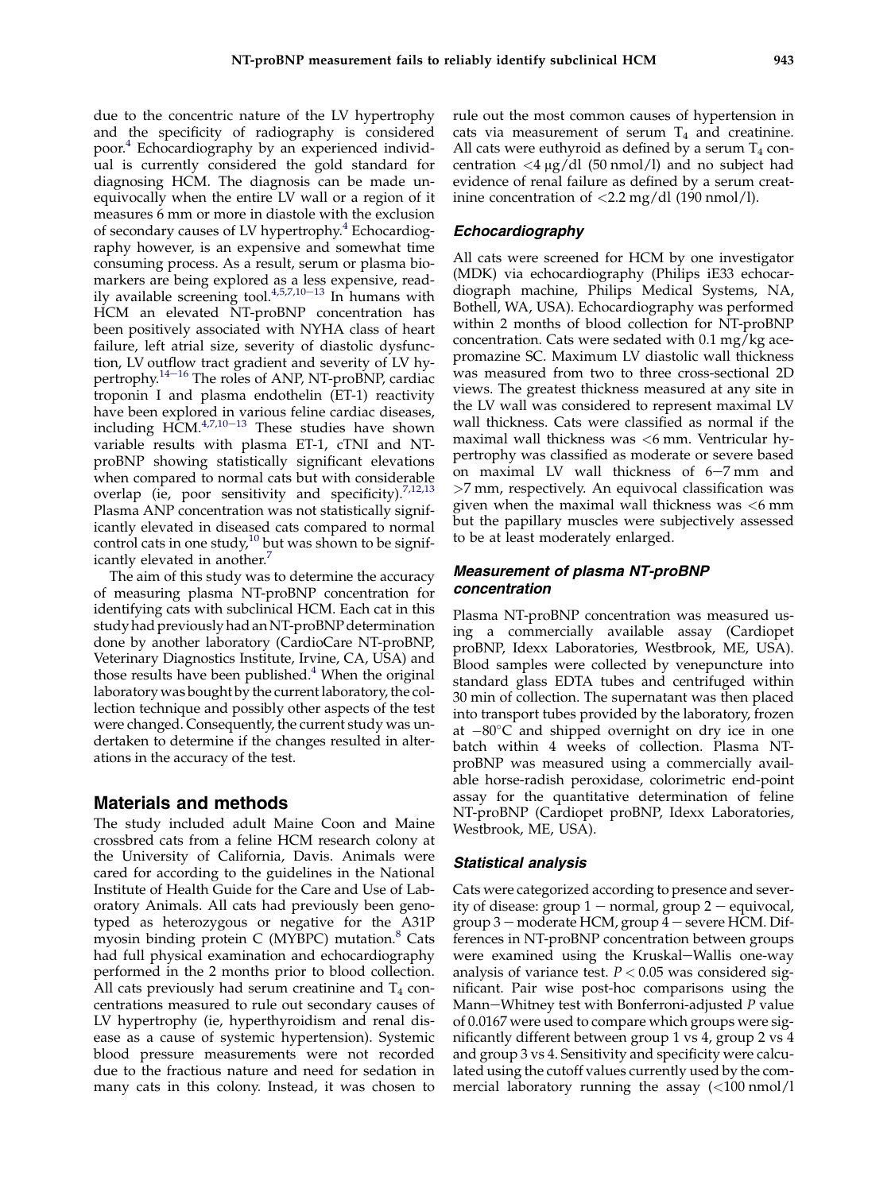due to the concentric nature of the LV hypertrophy and the specificity of radiography is considered poor.[4] Echocardiography by an experienced individual is currently considered the gold standard for diagnosing HCM. The diagnosis can be made unequivocally when the entire LV wall or a region of it measures 6 mm or more in diastole with the exclusion of secondary causes of LV hypertrophy.[4] Echocardiography however, is an expensive and somewhat time consuming process. As a result, serum or plasma biomarkers are being explored as a less expensive, readily available screening tool.[4,5,7,10–13] In humans with HCM an elevated NT-proBNP concentration has been positively associated with NYHA class of heart failure, left atrial size, severity of diastolic dysfunction, LV outflow tract gradient and severity of LV hypertrophy.[14–16] The roles of ANP, NT-proBNP, cardiac troponin I and plasma endothelin (ET-1) reactivity have been explored in various feline cardiac diseases, including HCM.[4,7,10–13] These studies have shown variable results with plasma ET-1, cTNI and NT-proBNP showing statistically significant elevations when compared to normal cats but with considerable overlap (ie, poor sensitivity and specificity).[7,12,13] Plasma ANP concentration was not statistically significantly elevated in diseased cats compared to normal control cats in one study,[10] but was shown to be significantly elevated in another.[7]

The aim of this study was to determine the accuracy of measuring plasma NT-proBNP concentration for identifying cats with subclinical HCM. Each cat in this study had previously had an NT-proBNP determination done by another laboratory (CardioCare NT-proBNP, Veterinary Diagnostics Institute, Irvine, CA, USA) and those results have been published.[4] When the original laboratory was bought by the current laboratory, the collection technique and possibly other aspects of the test were changed. Consequently, the current study was undertaken to determine if the changes resulted in alterations in the accuracy of the test.

## Materials and methods

The study included adult Maine Coon and Maine crossbred cats from a feline HCM research colony at the University of California, Davis. Animals were cared for according to the guidelines in the National Institute of Health Guide for the Care and Use of Laboratory Animals. All cats had previously been genotyped as heterozygous or negative for the A31P myosin binding protein C (MYBPC) mutation.[8] Cats had full physical examination and echocardiography performed in the 2 months prior to blood collection. All cats previously had serum creatinine and $T_4$ concentrations measured to rule out secondary causes of LV hypertrophy (ie, hyperthyroidism and renal disease as a cause of systemic hypertension). Systemic blood pressure measurements were not recorded due to the fractious nature and need for sedation in many cats in this colony. Instead, it was chosen to rule out the most common causes of hypertension in cats via measurement of serum $T_4$ and creatinine. All cats were euthyroid as defined by a serum $T_4$ concentration <4 μg/dl (50 nmol/l) and no subject had evidence of renal failure as defined by a serum creatinine concentration of <2.2 mg/dl (190 nmol/l).

### Echocardiography

All cats were screened for HCM by one investigator (MDK) via echocardiography (Philips iE33 echocardiograph machine, Philips Medical Systems, NA, Bothell, WA, USA). Echocardiography was performed within 2 months of blood collection for NT-proBNP concentration. Cats were sedated with 0.1 mg/kg acepromazine SC. Maximum LV diastolic wall thickness was measured from two to three cross-sectional 2D views. The greatest thickness measured at any site in the LV wall was considered to represent maximal LV wall thickness. Cats were classified as normal if the maximal wall thickness was <6 mm. Ventricular hypertrophy was classified as moderate or severe based on maximal LV wall thickness of 6–7 mm and >7 mm, respectively. An equivocal classification was given when the maximal wall thickness was <6 mm but the papillary muscles were subjectively assessed to be at least moderately enlarged.

### Measurement of plasma NT-proBNP concentration

Plasma NT-proBNP concentration was measured using a commercially available assay (Cardiopet proBNP, Idexx Laboratories, Westbrook, ME, USA). Blood samples were collected by venepuncture into standard glass EDTA tubes and centrifuged within 30 min of collection. The supernatant was then placed into transport tubes provided by the laboratory, frozen at −80°C and shipped overnight on dry ice in one batch within 4 weeks of collection. Plasma NT-proBNP was measured using a commercially available horse-radish peroxidase, colorimetric end-point assay for the quantitative determination of feline NT-proBNP (Cardiopet proBNP, Idexx Laboratories, Westbrook, ME, USA).

### Statistical analysis

Cats were categorized according to presence and severity of disease: group 1 – normal, group 2 – equivocal, group 3 – moderate HCM, group 4 – severe HCM. Differences in NT-proBNP concentration between groups were examined using the Kruskal–Wallis one-way analysis of variance test. $P < 0.05$ was considered significant. Pair wise post-hoc comparisons using the Mann–Whitney test with Bonferroni-adjusted $P$ value of 0.0167 were used to compare which groups were significantly different between group 1 vs 4, group 2 vs 4 and group 3 vs 4. Sensitivity and specificity were calculated using the cutoff values currently used by the commercial laboratory running the assay (<100 nmol/l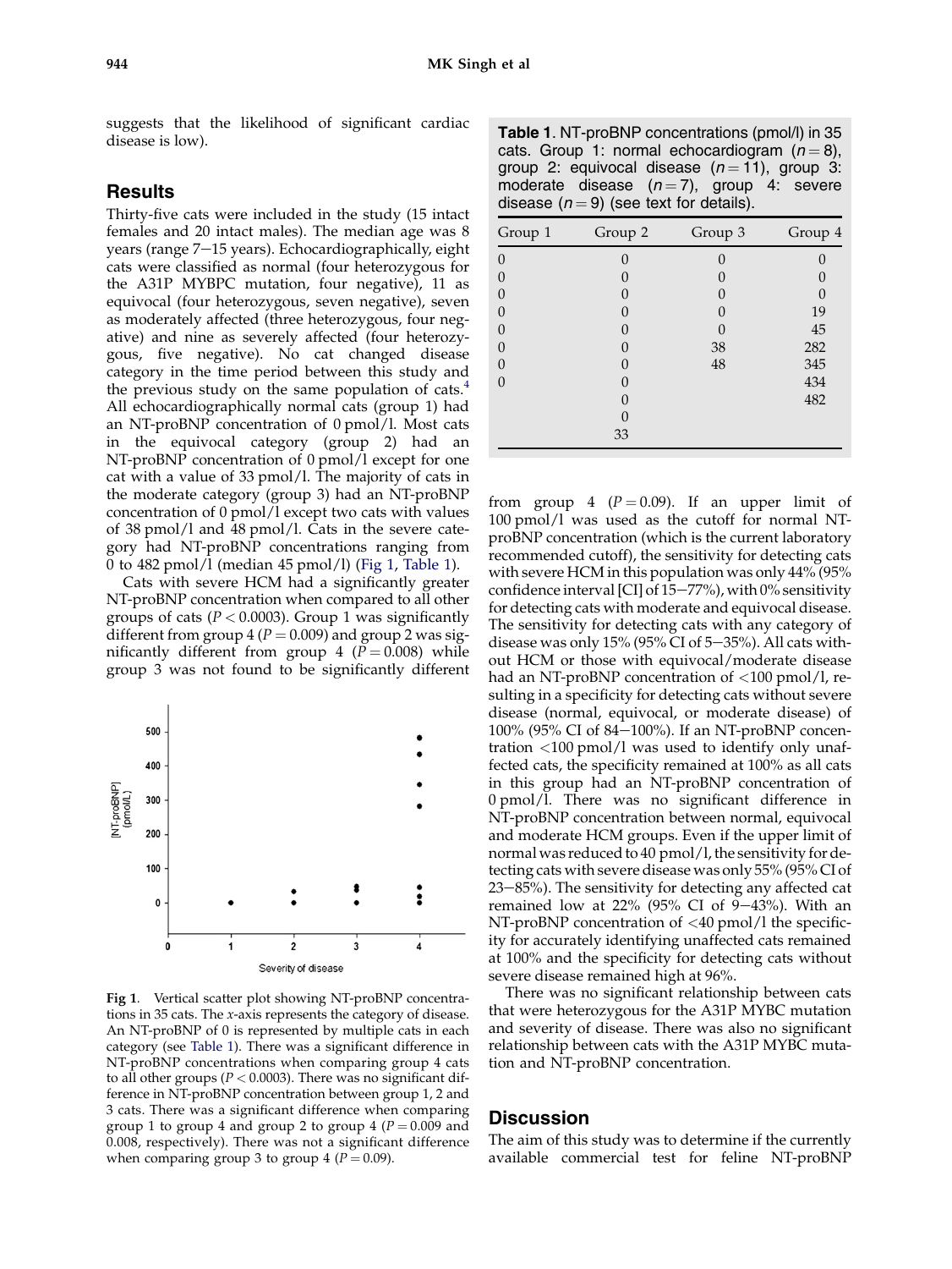suggests that the likelihood of significant cardiac disease is low).

## Results

Thirty-five cats were included in the study (15 intact females and 20 intact males). The median age was 8 years (range 7–15 years). Echocardiographically, eight cats were classified as normal (four heterozygous for the A31P MYBPC mutation, four negative), 11 as equivocal (four heterozygous, seven negative), seven as moderately affected (three heterozygous, four negative) and nine as severely affected (four heterozygous, five negative). No cat changed disease category in the time period between this study and the previous study on the same population of cats.[4] All echocardiographically normal cats (group 1) had an NT-proBNP concentration of 0 pmol/l. Most cats in the equivocal category (group 2) had an NT-proBNP concentration of 0 pmol/l except for one cat with a value of 33 pmol/l. The majority of cats in the moderate category (group 3) had an NT-proBNP concentration of 0 pmol/l except two cats with values of 38 pmol/l and 48 pmol/l. Cats in the severe category had NT-proBNP concentrations ranging from 0 to 482 pmol/l (median 45 pmol/l) (Fig 1, Table 1).

Cats with severe HCM had a significantly greater NT-proBNP concentration when compared to all other groups of cats ($P < 0.0003$). Group 1 was significantly different from group 4 ($P = 0.009$) and group 2 was significantly different from group 4 ($P = 0.008$) while group 3 was not found to be significantly different from group 4 ($P = 0.09$). If an upper limit of 100 pmol/l was used as the cutoff for normal NT-proBNP concentration (which is the current laboratory recommended cutoff), the sensitivity for detecting cats with severe HCM in this population was only 44% (95% confidence interval [CI] of 15–77%), with 0% sensitivity for detecting cats with moderate and equivocal disease. The sensitivity for detecting cats with any category of disease was only 15% (95% CI of 5–35%). All cats without HCM or those with equivocal/moderate disease had an NT-proBNP concentration of <100 pmol/l, resulting in a specificity for detecting cats without severe disease (normal, equivocal, or moderate disease) of 100% (95% CI of 84–100%). If an NT-proBNP concentration <100 pmol/l was used to identify only unaffected cats, the specificity remained at 100% as all cats in this group had an NT-proBNP concentration of 0 pmol/l. There was no significant difference in NT-proBNP concentration between normal, equivocal and moderate HCM groups. Even if the upper limit of normal was reduced to 40 pmol/l, the sensitivity for detecting cats with severe disease was only 55% (95% CI of 23–85%). The sensitivity for detecting any affected cat remained low at 22% (95% CI of 9–43%). With an NT-proBNP concentration of <40 pmol/l the specificity for accurately identifying unaffected cats remained at 100% and the specificity for detecting cats without severe disease remained high at 96%.

There was no significant relationship between cats that were heterozygous for the A31P MYBC mutation and severity of disease. There was also no significant relationship between cats with the A31P MYBC mutation and NT-proBNP concentration.

**Table 1**. NT-proBNP concentrations (pmol/l) in 35 cats. Group 1: normal echocardiogram ($n = 8$), group 2: equivocal disease ($n = 11$), group 3: moderate disease ($n = 7$), group 4: severe disease ($n = 9$) (see text for details).

| Group 1 | Group 2 | Group 3 | Group 4 |
|---|---|---|---|
| 0 | 0 | 0 | 0 |
| 0 | 0 | 0 | 0 |
| 0 | 0 | 0 | 0 |
| 0 | 0 | 0 | 19 |
| 0 | 0 | 0 | 45 |
| 0 | 0 | 38 | 282 |
| 0 | 0 | 48 | 345 |
| 0 | 0 | | 434 |
| | 0 | | 482 |
| | 0 | | |
| | 33 | | |

[NT-proBNP] (pmol/L)
0
100
200
300
400
500
0
1
2
3
4
Severity of disease

**Fig 1**. Vertical scatter plot showing NT-proBNP concentrations in 35 cats. The x-axis represents the category of disease. An NT-proBNP of 0 is represented by multiple cats in each category (see Table 1). There was a significant difference in NT-proBNP concentrations when comparing group 4 cats to all other groups ($P < 0.0003$). There was no significant difference in NT-proBNP concentration between group 1, 2 and 3 cats. There was a significant difference when comparing group 1 to group 4 and group 2 to group 4 ($P = 0.009$ and 0.008, respectively). There was not a significant difference when comparing group 3 to group 4 ($P = 0.09$).

## Discussion

The aim of this study was to determine if the currently available commercial test for feline NT-proBNP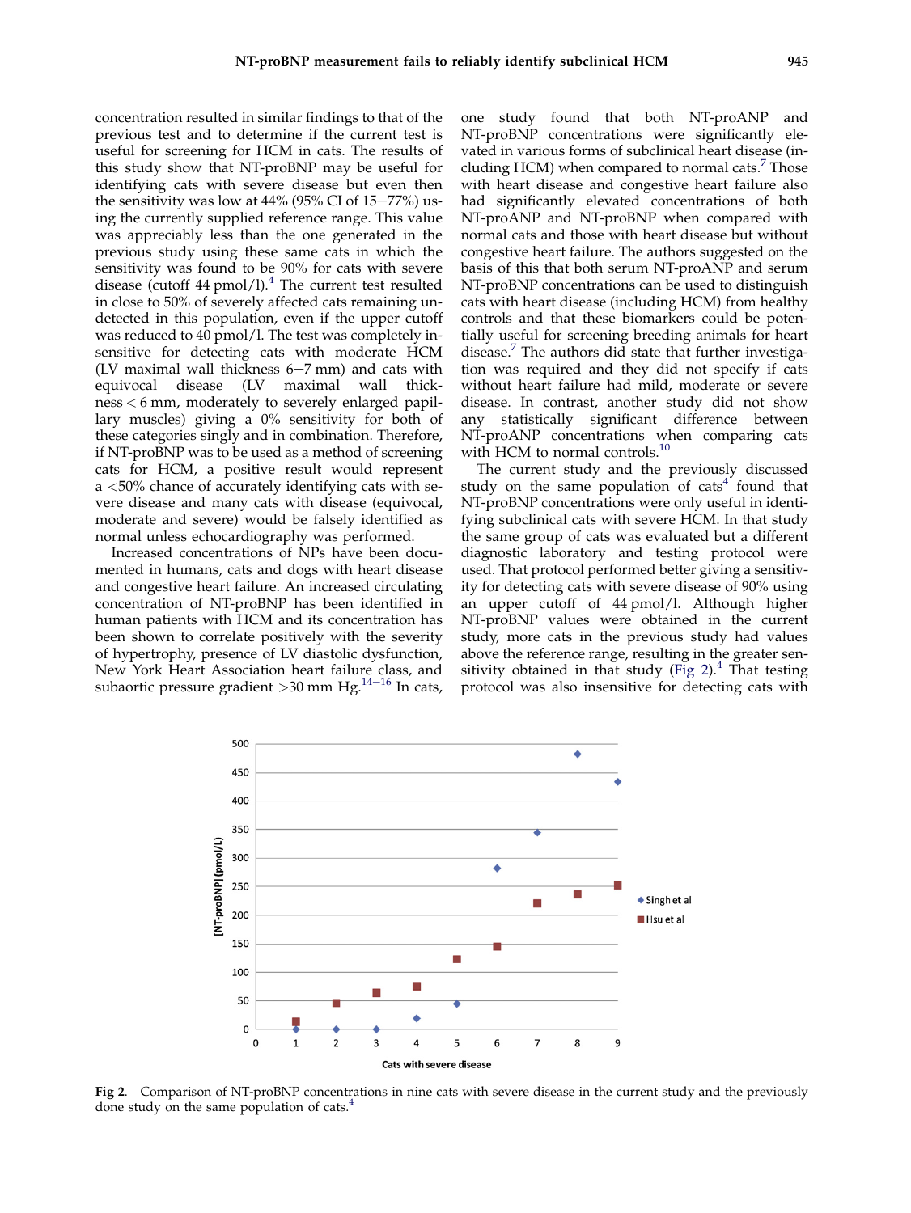concentration resulted in similar findings to that of the previous test and to determine if the current test is useful for screening for HCM in cats. The results of this study show that NT-proBNP may be useful for identifying cats with severe disease but even then the sensitivity was low at 44% (95% CI of 15–77%) using the currently supplied reference range. This value was appreciably less than the one generated in the previous study using these same cats in which the sensitivity was found to be 90% for cats with severe disease (cutoff 44 pmol/l).[4] The current test resulted in close to 50% of severely affected cats remaining undetected in this population, even if the upper cutoff was reduced to 40 pmol/l. The test was completely insensitive for detecting cats with moderate HCM (LV maximal wall thickness 6–7 mm) and cats with equivocal disease (LV maximal wall thickness < 6 mm, moderately to severely enlarged papillary muscles) giving a 0% sensitivity for both of these categories singly and in combination. Therefore, if NT-proBNP was to be used as a method of screening cats for HCM, a positive result would represent a <50% chance of accurately identifying cats with severe disease and many cats with disease (equivocal, moderate and severe) would be falsely identified as normal unless echocardiography was performed.

Increased concentrations of NPs have been documented in humans, cats and dogs with heart disease and congestive heart failure. An increased circulating concentration of NT-proBNP has been identified in human patients with HCM and its concentration has been shown to correlate positively with the severity of hypertrophy, presence of LV diastolic dysfunction, New York Heart Association heart failure class, and subaortic pressure gradient >30 mm Hg.[14–16] In cats, one study found that both NT-proANP and NT-proBNP concentrations were significantly elevated in various forms of subclinical heart disease (including HCM) when compared to normal cats.[7] Those with heart disease and congestive heart failure also had significantly elevated concentrations of both NT-proANP and NT-proBNP when compared with normal cats and those with heart disease but without congestive heart failure. The authors suggested on the basis of this that both serum NT-proANP and serum NT-proBNP concentrations can be used to distinguish cats with heart disease (including HCM) from healthy controls and that these biomarkers could be potentially useful for screening breeding animals for heart disease.[7] The authors did state that further investigation was required and they did not specify if cats without heart failure had mild, moderate or severe disease. In contrast, another study did not show any statistically significant difference between NT-proANP concentrations when comparing cats with HCM to normal controls.[10]

The current study and the previously discussed study on the same population of cats[4] found that NT-proBNP concentrations were only useful in identifying subclinical cats with severe HCM. In that study the same group of cats was evaluated but a different diagnostic laboratory and testing protocol were used. That protocol performed better giving a sensitivity for detecting cats with severe disease of 90% using an upper cutoff of 44 pmol/l. Although higher NT-proBNP values were obtained in the current study, more cats in the previous study had values above the reference range, resulting in the greater sensitivity obtained in that study (Fig 2).[4] That testing protocol was also insensitive for detecting cats with

[NT-proBNP] (pmol/L)

500
450
400
350
300
250
200
150
100
50
0

0 1 2 3 4 5 6 7 8 9

Cats with severe disease

Singh et al
Hsu et al

**Fig 2**. Comparison of NT-proBNP concentrations in nine cats with severe disease in the current study and the previously done study on the same population of cats.[4]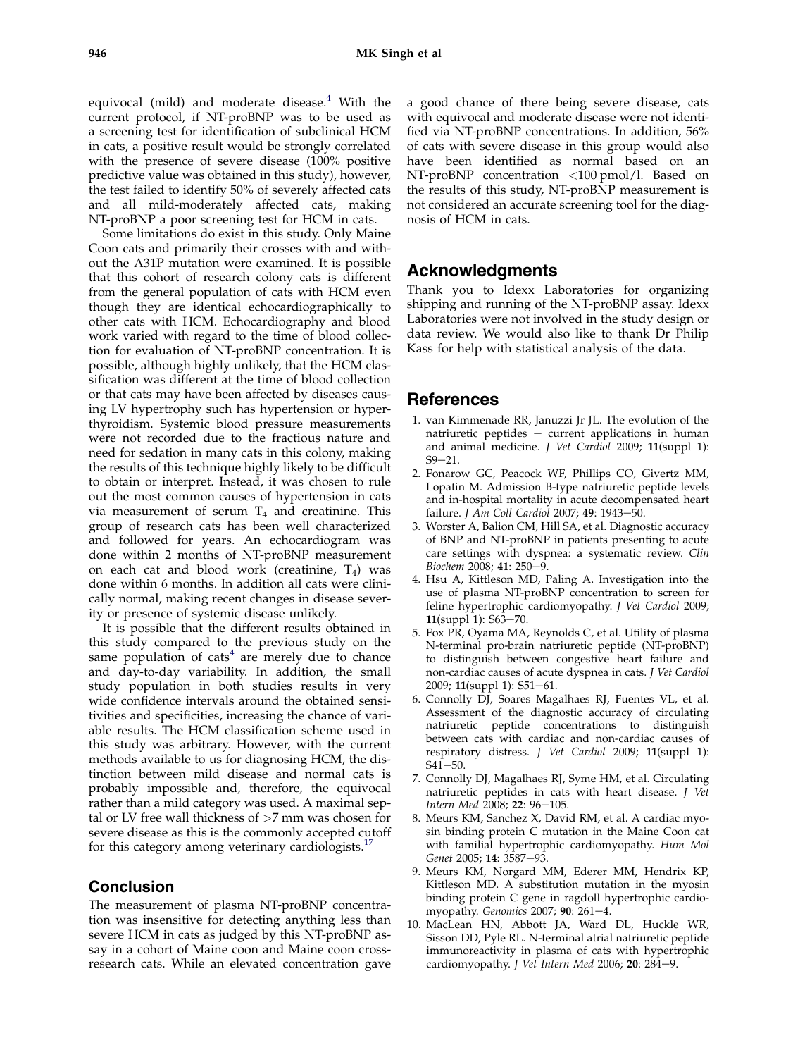equivocal (mild) and moderate disease.[4] With the current protocol, if NT-proBNP was to be used as a screening test for identification of subclinical HCM in cats, a positive result would be strongly correlated with the presence of severe disease (100% positive predictive value was obtained in this study), however, the test failed to identify 50% of severely affected cats and all mild-moderately affected cats, making NT-proBNP a poor screening test for HCM in cats.

Some limitations do exist in this study. Only Maine Coon cats and primarily their crosses with and without the A31P mutation were examined. It is possible that this cohort of research colony cats is different from the general population of cats with HCM even though they are identical echocardiographically to other cats with HCM. Echocardiography and blood work varied with regard to the time of blood collection for evaluation of NT-proBNP concentration. It is possible, although highly unlikely, that the HCM classification was different at the time of blood collection or that cats may have been affected by diseases causing LV hypertrophy such has hypertension or hyperthyroidism. Systemic blood pressure measurements were not recorded due to the fractious nature and need for sedation in many cats in this colony, making the results of this technique highly likely to be difficult to obtain or interpret. Instead, it was chosen to rule out the most common causes of hypertension in cats via measurement of serum $T_4$ and creatinine. This group of research cats has been well characterized and followed for years. An echocardiogram was done within 2 months of NT-proBNP measurement on each cat and blood work (creatinine, $T_4$) was done within 6 months. In addition all cats were clinically normal, making recent changes in disease severity or presence of systemic disease unlikely.

It is possible that the different results obtained in this study compared to the previous study on the same population of cats[4] are merely due to chance and day-to-day variability. In addition, the small study population in both studies results in very wide confidence intervals around the obtained sensitivities and specificities, increasing the chance of variable results. The HCM classification scheme used in this study was arbitrary. However, with the current methods available to us for diagnosing HCM, the distinction between mild disease and normal cats is probably impossible and, therefore, the equivocal rather than a mild category was used. A maximal septal or LV free wall thickness of >7 mm was chosen for severe disease as this is the commonly accepted cutoff for this category among veterinary cardiologists.[17]

## Conclusion

The measurement of plasma NT-proBNP concentration was insensitive for detecting anything less than severe HCM in cats as judged by this NT-proBNP assay in a cohort of Maine coon and Maine coon cross-research cats. While an elevated concentration gave a good chance of there being severe disease, cats with equivocal and moderate disease were not identified via NT-proBNP concentrations. In addition, 56% of cats with severe disease in this group would also have been identified as normal based on an NT-proBNP concentration <100 pmol/l. Based on the results of this study, NT-proBNP measurement is not considered an accurate screening tool for the diagnosis of HCM in cats.

## Acknowledgments

Thank you to Idexx Laboratories for organizing shipping and running of the NT-proBNP assay. Idexx Laboratories were not involved in the study design or data review. We would also like to thank Dr Philip Kass for help with statistical analysis of the data.

## References

1. van Kimmenade RR, Januzzi Jr JL. The evolution of the natriuretic peptides − current applications in human and animal medicine. *J Vet Cardiol* 2009; **11**(suppl 1): S9−21.
2. Fonarow GC, Peacock WF, Phillips CO, Givertz MM, Lopatin M. Admission B-type natriuretic peptide levels and in-hospital mortality in acute decompensated heart failure. *J Am Coll Cardiol* 2007; **49**: 1943−50.
3. Worster A, Balion CM, Hill SA, et al. Diagnostic accuracy of BNP and NT-proBNP in patients presenting to acute care settings with dyspnea: a systematic review. *Clin Biochem* 2008; **41**: 250−9.
4. Hsu A, Kittleson MD, Paling A. Investigation into the use of plasma NT-proBNP concentration to screen for feline hypertrophic cardiomyopathy. *J Vet Cardiol* 2009; **11**(suppl 1): S63−70.
5. Fox PR, Oyama MA, Reynolds C, et al. Utility of plasma N-terminal pro-brain natriuretic peptide (NT-proBNP) to distinguish between congestive heart failure and non-cardiac causes of acute dyspnea in cats. *J Vet Cardiol* 2009; **11**(suppl 1): S51−61.
6. Connolly DJ, Soares Magalhaes RJ, Fuentes VL, et al. Assessment of the diagnostic accuracy of circulating natriuretic peptide concentrations to distinguish between cats with cardiac and non-cardiac causes of respiratory distress. *J Vet Cardiol* 2009; **11**(suppl 1): S41−50.
7. Connolly DJ, Magalhaes RJ, Syme HM, et al. Circulating natriuretic peptides in cats with heart disease. *J Vet Intern Med* 2008; **22**: 96−105.
8. Meurs KM, Sanchez X, David RM, et al. A cardiac myosin binding protein C mutation in the Maine Coon cat with familial hypertrophic cardiomyopathy. *Hum Mol Genet* 2005; **14**: 3587−93.
9. Meurs KM, Norgard MM, Ederer MM, Hendrix KP, Kittleson MD. A substitution mutation in the myosin binding protein C gene in ragdoll hypertrophic cardiomyopathy. *Genomics* 2007; **90**: 261−4.
10. MacLean HN, Abbott JA, Ward DL, Huckle WR, Sisson DD, Pyle RL. N-terminal atrial natriuretic peptide immunoreactivity in plasma of cats with hypertrophic cardiomyopathy. *J Vet Intern Med* 2006; **20**: 284−9.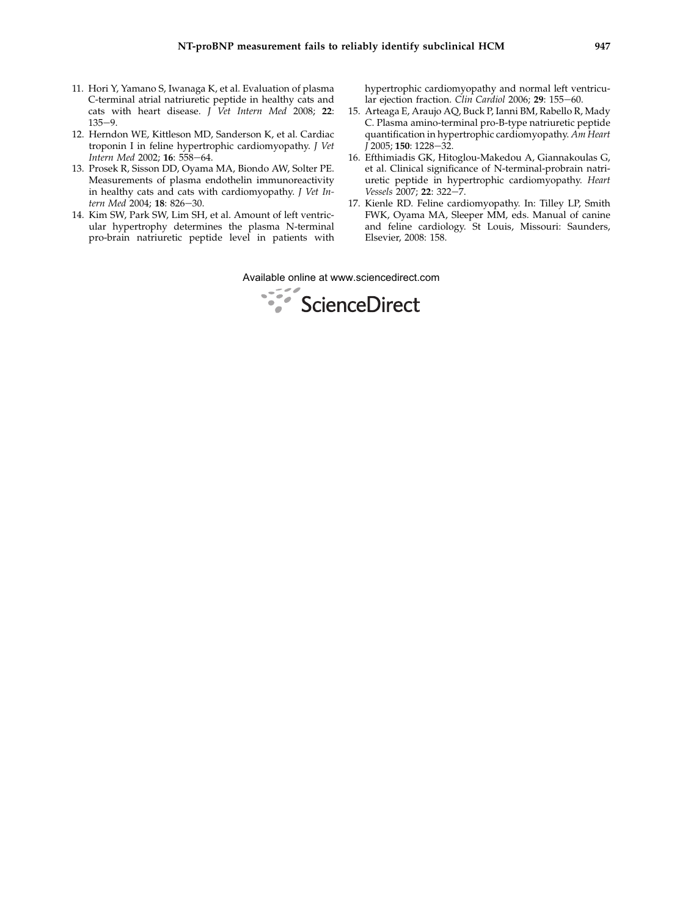11. Hori Y, Yamano S, Iwanaga K, et al. Evaluation of plasma C-terminal atrial natriuretic peptide in healthy cats and cats with heart disease. *J Vet Intern Med* 2008; **22**: 135−9.
12. Herndon WE, Kittleson MD, Sanderson K, et al. Cardiac troponin I in feline hypertrophic cardiomyopathy. *J Vet Intern Med* 2002; **16**: 558−64.
13. Prosek R, Sisson DD, Oyama MA, Biondo AW, Solter PE. Measurements of plasma endothelin immunoreactivity in healthy cats and cats with cardiomyopathy. *J Vet Intern Med* 2004; **18**: 826−30.
14. Kim SW, Park SW, Lim SH, et al. Amount of left ventricular hypertrophy determines the plasma N-terminal pro-brain natriuretic peptide level in patients with hypertrophic cardiomyopathy and normal left ventricular ejection fraction. *Clin Cardiol* 2006; **29**: 155−60.
15. Arteaga E, Araujo AQ, Buck P, Ianni BM, Rabello R, Mady C. Plasma amino-terminal pro-B-type natriuretic peptide quantification in hypertrophic cardiomyopathy. *Am Heart J* 2005; **150**: 1228−32.
16. Efthimiadis GK, Hitoglou-Makedou A, Giannakoulas G, et al. Clinical significance of N-terminal-probrain natriuretic peptide in hypertrophic cardiomyopathy. *Heart Vessels* 2007; **22**: 322−7.
17. Kienle RD. Feline cardiomyopathy. In: Tilley LP, Smith FWK, Oyama MA, Sleeper MM, eds. Manual of canine and feline cardiology. St Louis, Missouri: Saunders, Elsevier, 2008: 158.

Available online at www.sciencedirect.com

ScienceDirect